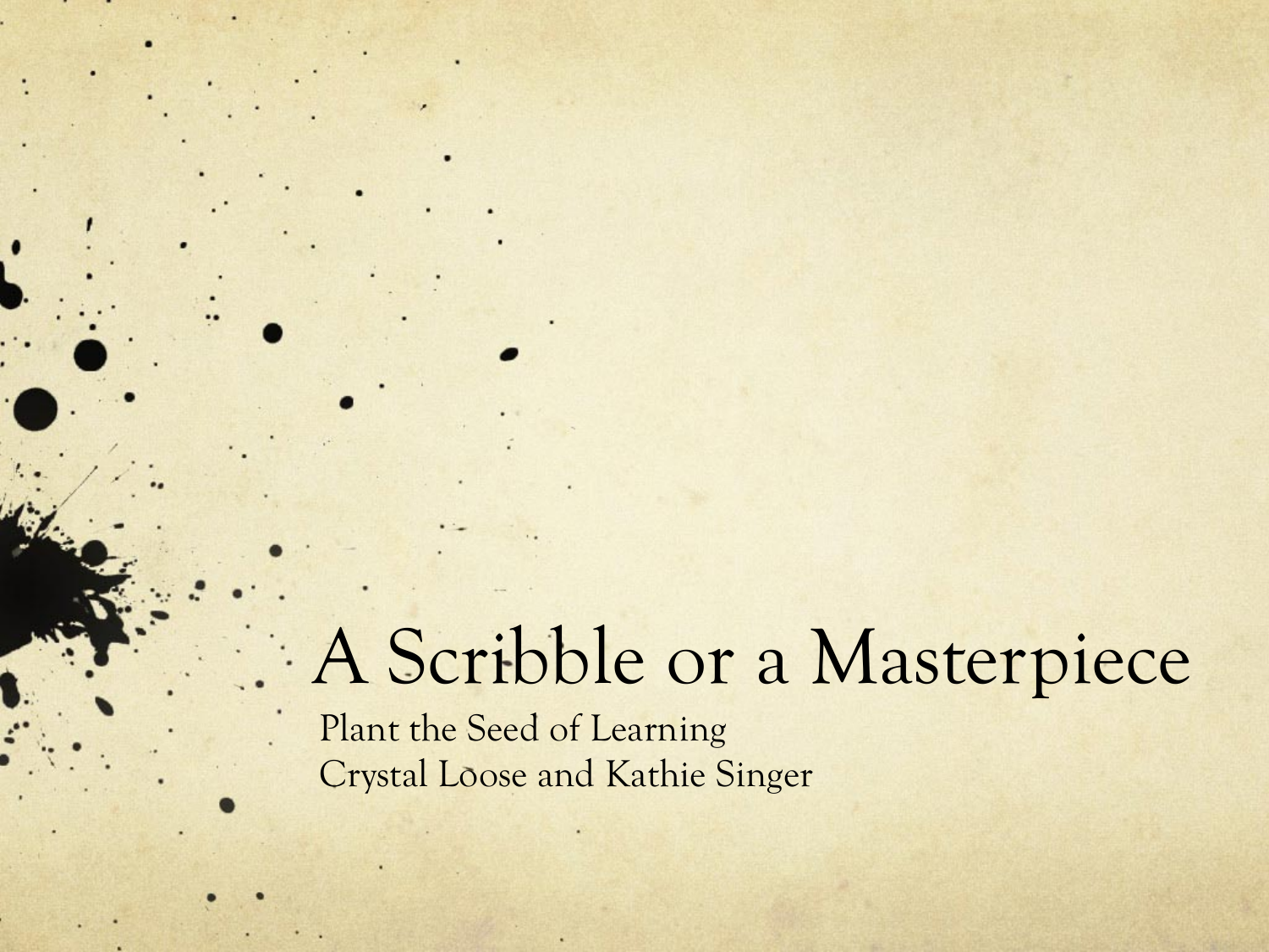# A Scribble or a Masterpiece

Plant the Seed of Learning
Crystal Loose and Kathie Singer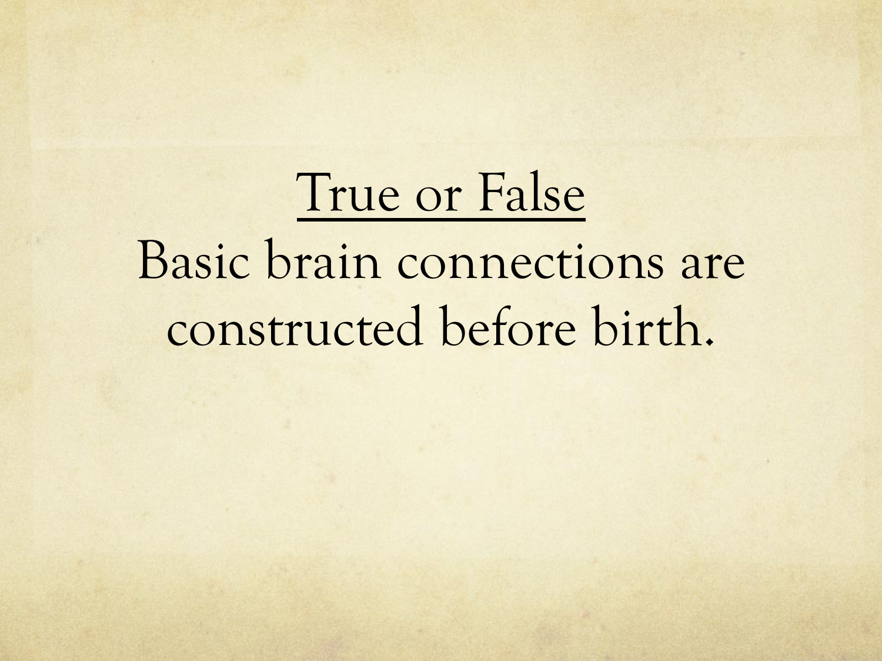<u>True or False</u>

Basic brain connections are constructed before birth.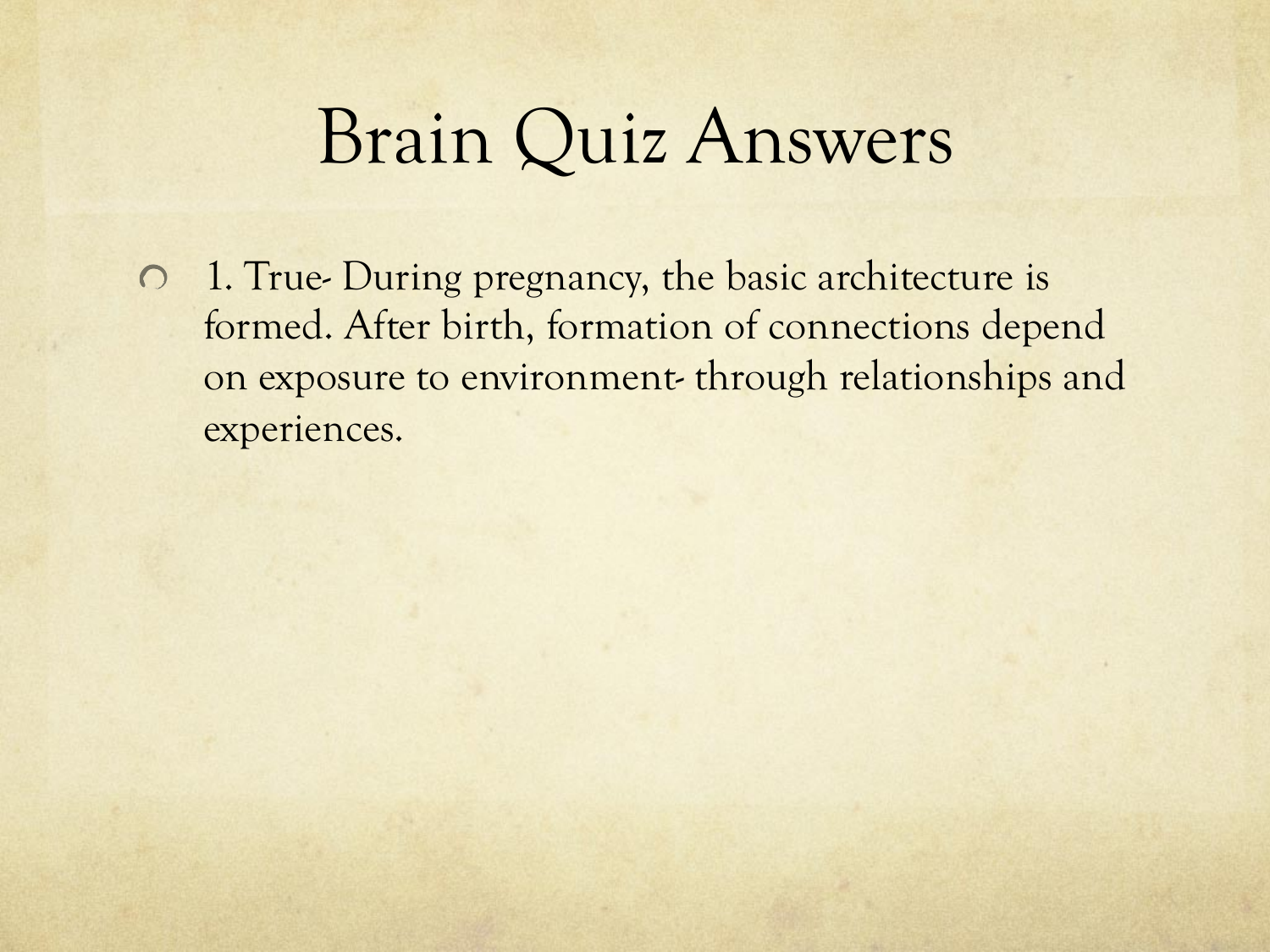# Brain Quiz Answers

- 1. True- During pregnancy, the basic architecture is formed. After birth, formation of connections depend on exposure to environment- through relationships and experiences.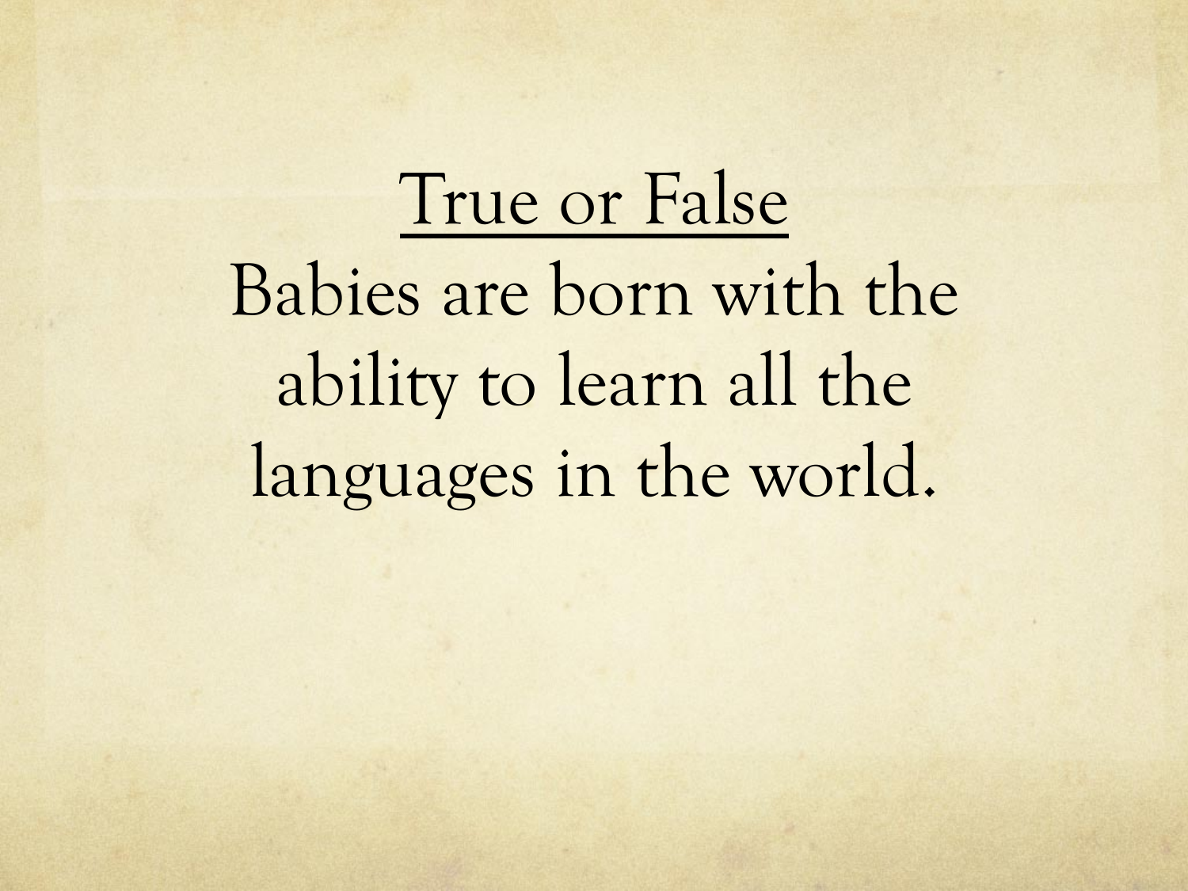# True or False

Babies are born with the ability to learn all the languages in the world.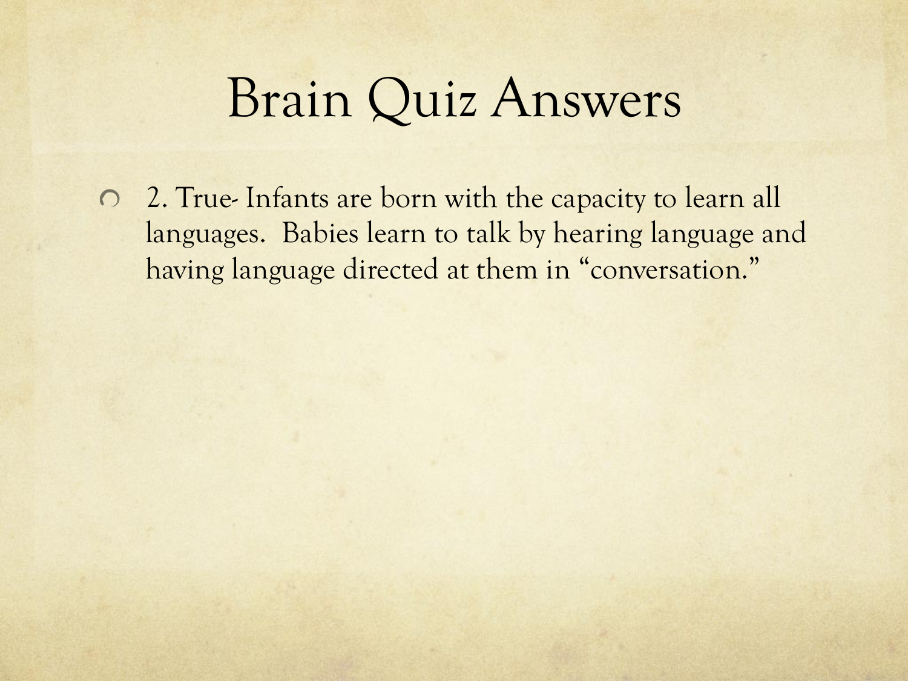# Brain Quiz Answers

- 2. True- Infants are born with the capacity to learn all languages. Babies learn to talk by hearing language and having language directed at them in "conversation."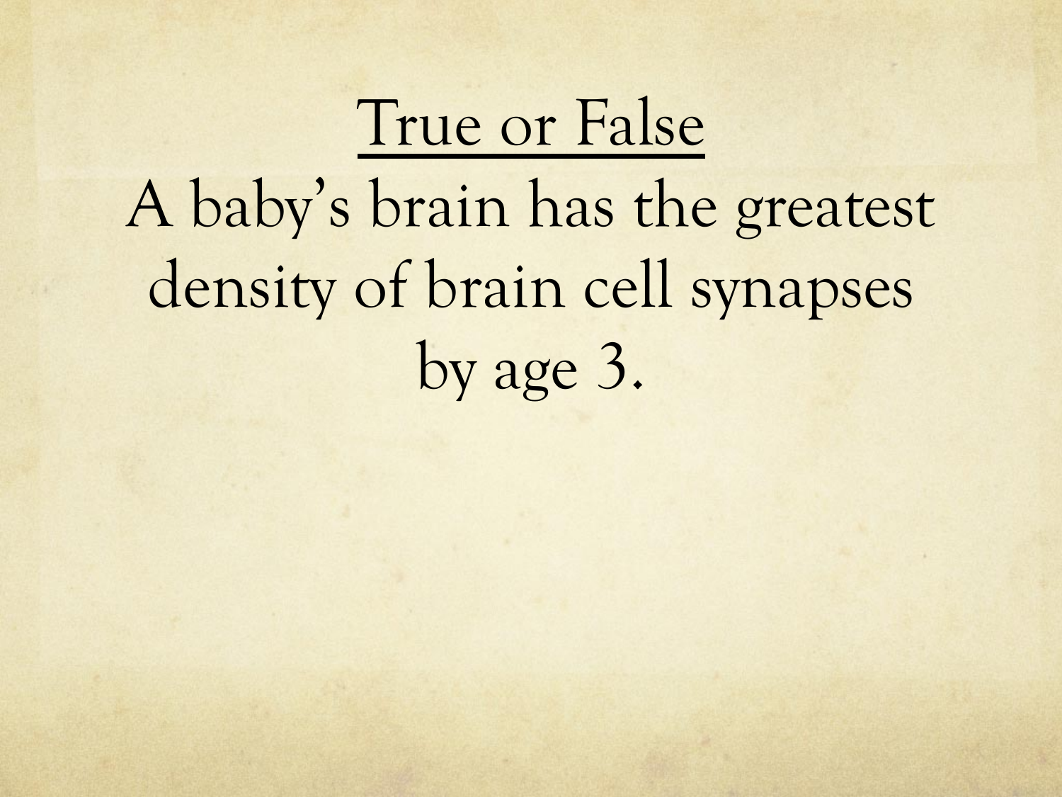# True or False

A baby's brain has the greatest density of brain cell synapses by age 3.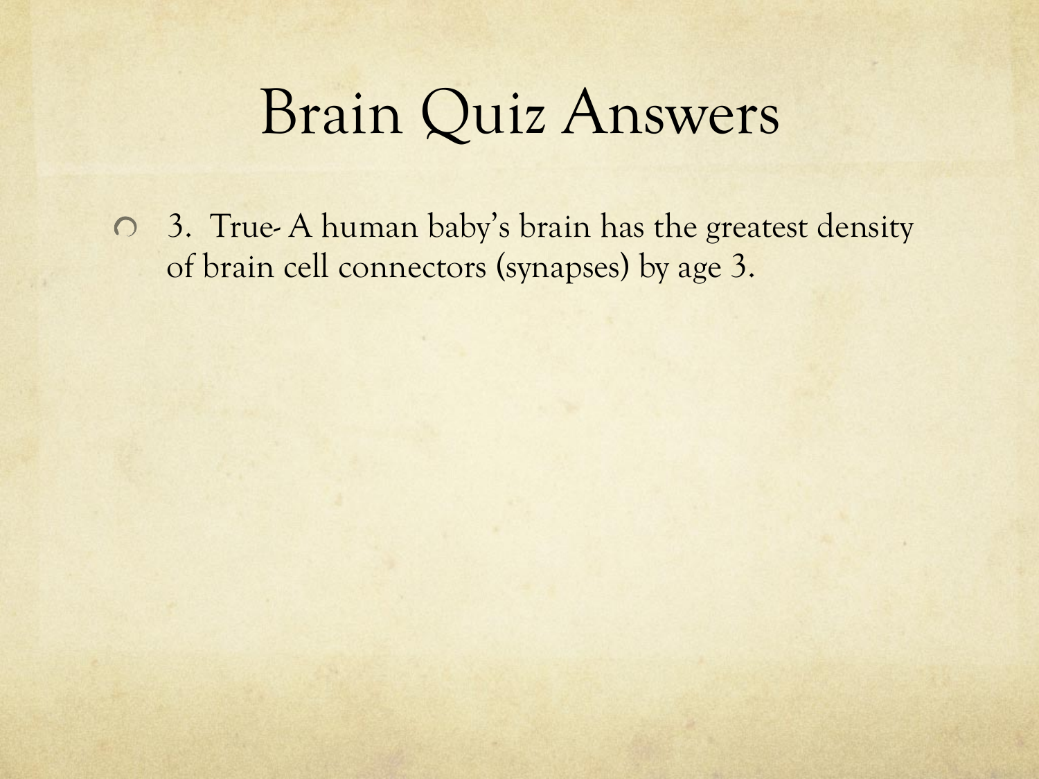# Brain Quiz Answers

- 3. True- A human baby's brain has the greatest density of brain cell connectors (synapses) by age 3.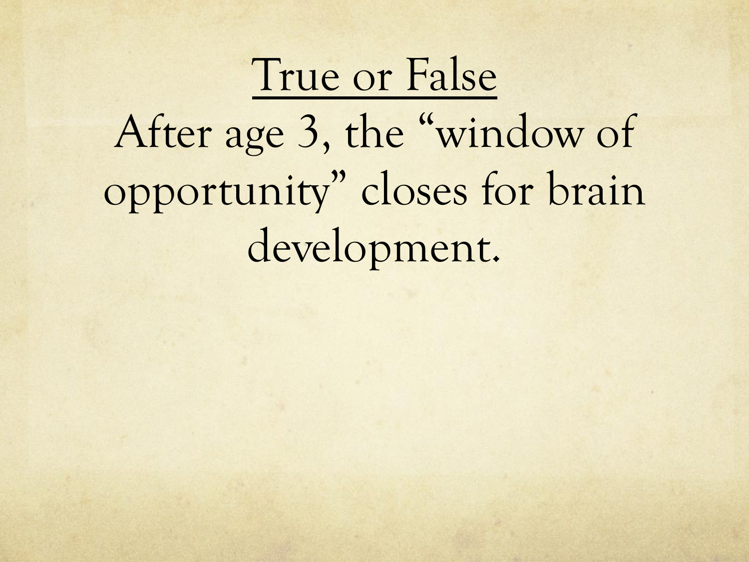# True or False

After age 3, the "window of opportunity" closes for brain development.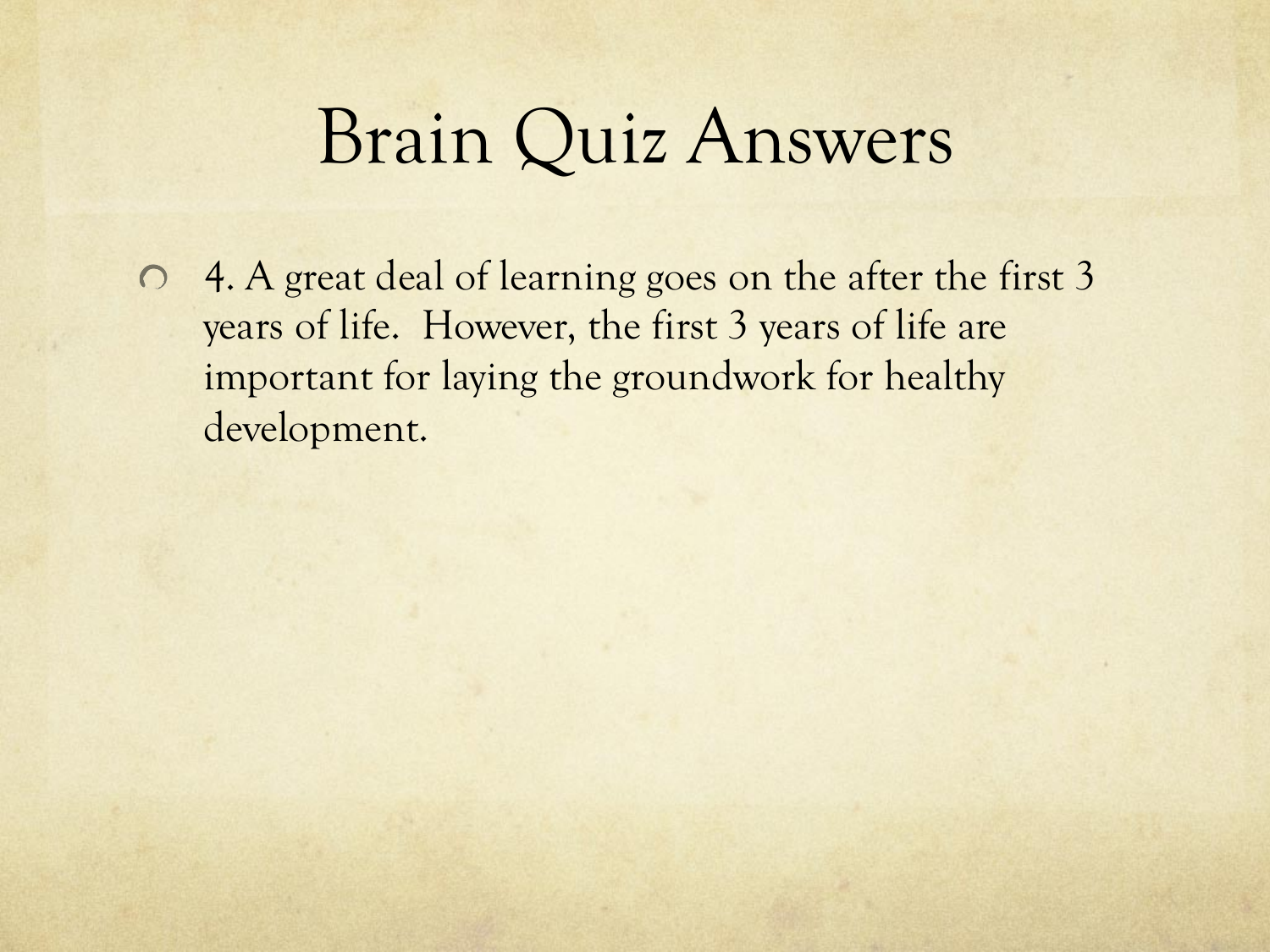# Brain Quiz Answers

- 4. A great deal of learning goes on the after the first 3 years of life. However, the first 3 years of life are important for laying the groundwork for healthy development.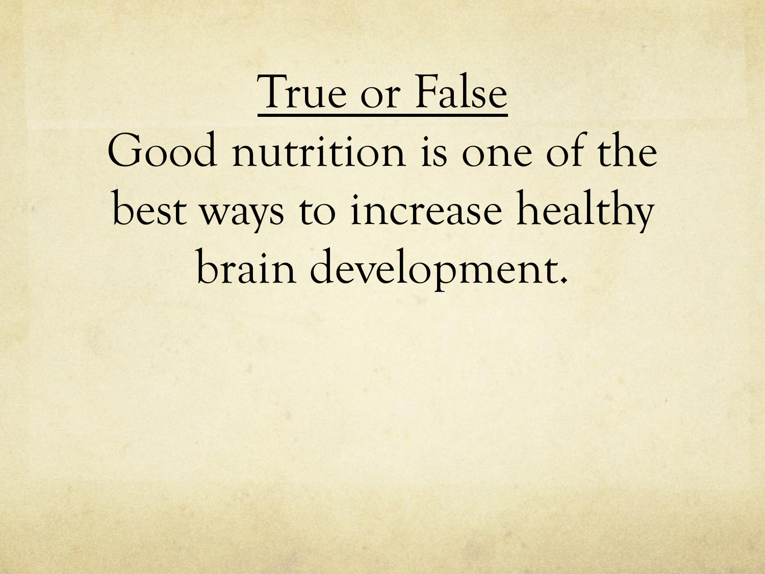# True or False

Good nutrition is one of the best ways to increase healthy brain development.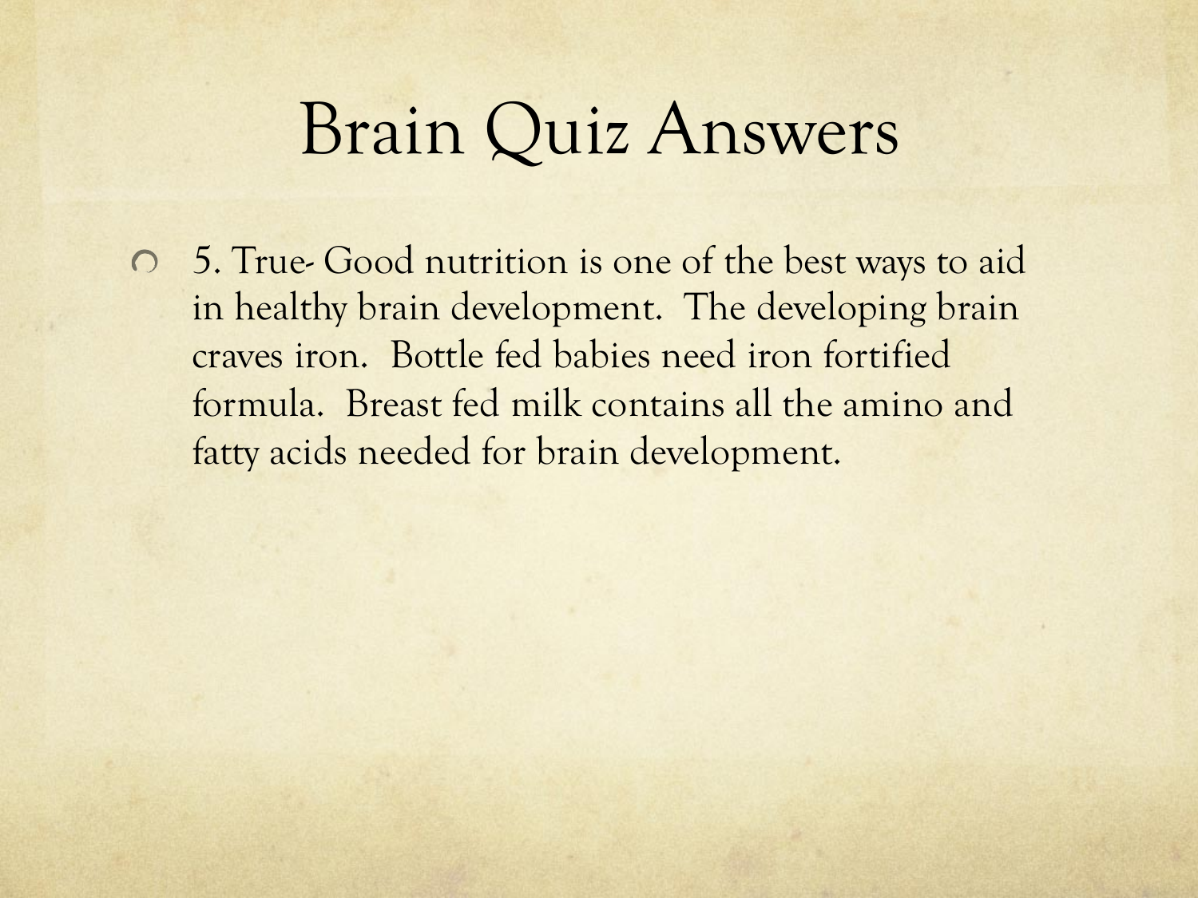# Brain Quiz Answers

- 5. True- Good nutrition is one of the best ways to aid in healthy brain development. The developing brain craves iron. Bottle fed babies need iron fortified formula. Breast fed milk contains all the amino and fatty acids needed for brain development.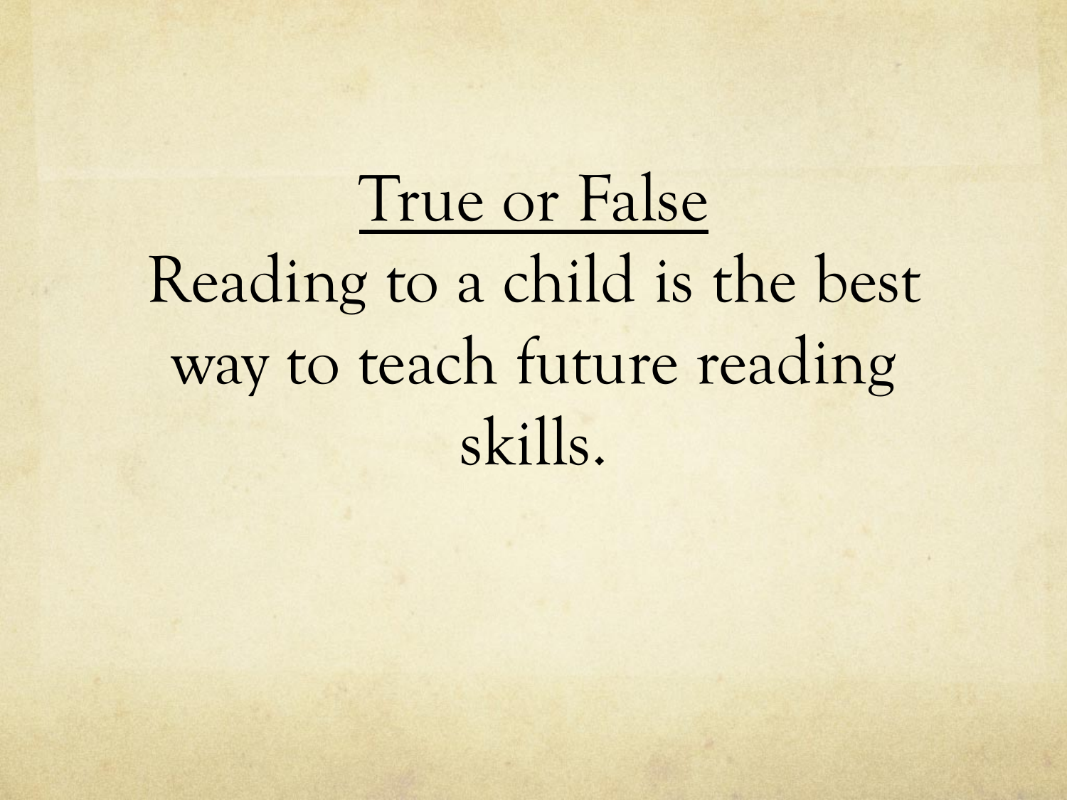# True or False

Reading to a child is the best way to teach future reading skills.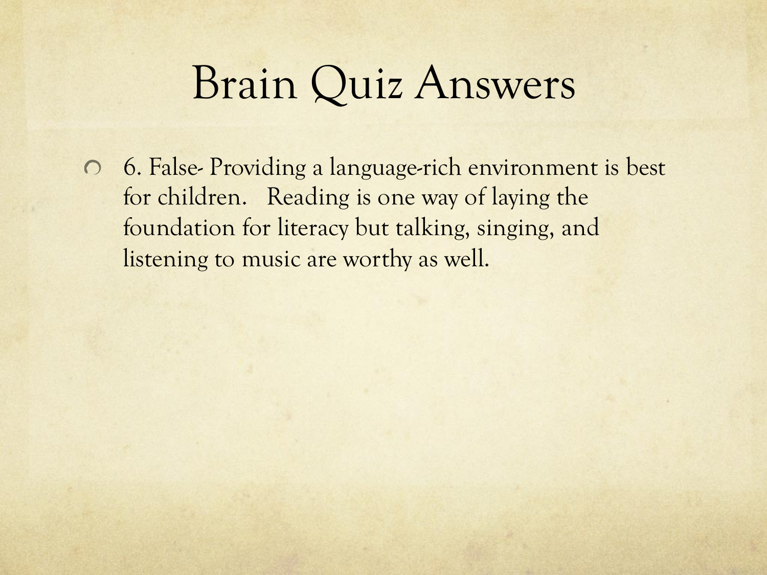# Brain Quiz Answers

- 6. False- Providing a language-rich environment is best for children. Reading is one way of laying the foundation for literacy but talking, singing, and listening to music are worthy as well.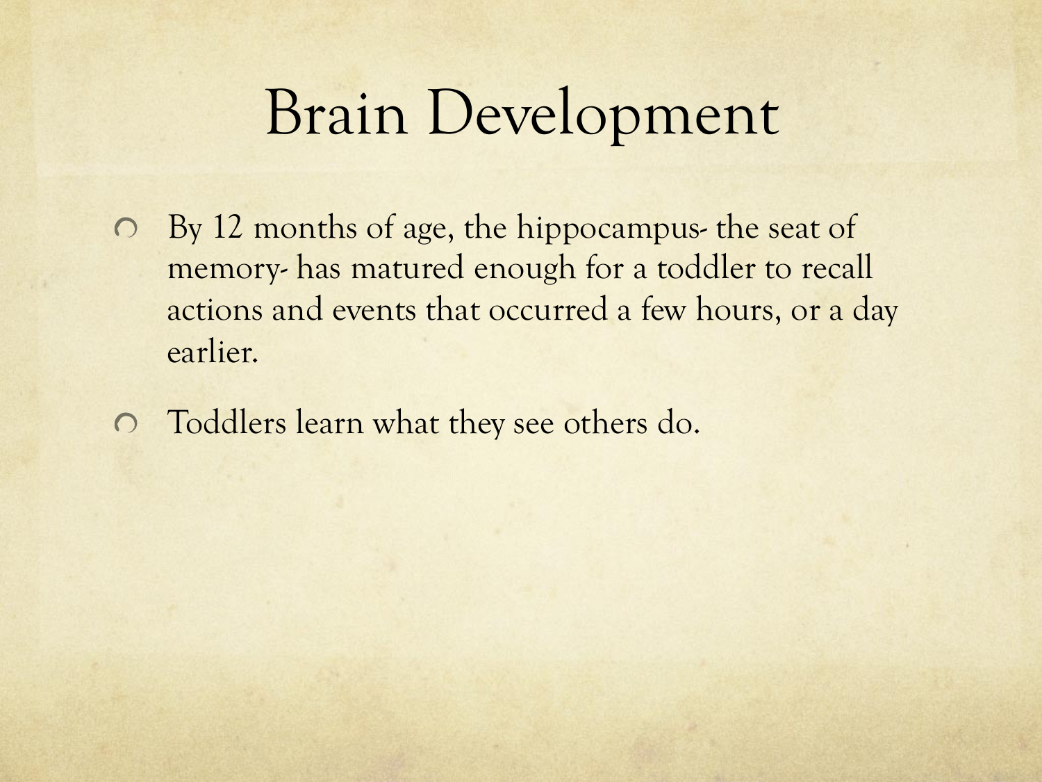# Brain Development

- By 12 months of age, the hippocampus- the seat of memory- has matured enough for a toddler to recall actions and events that occurred a few hours, or a day earlier.
- Toddlers learn what they see others do.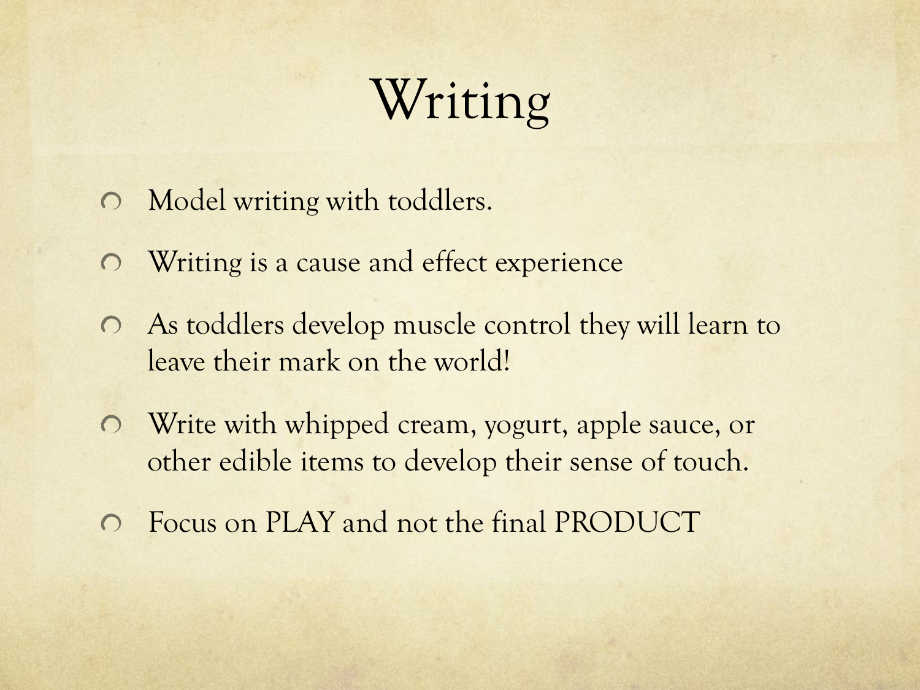# Writing

- Model writing with toddlers.
- Writing is a cause and effect experience
- As toddlers develop muscle control they will learn to leave their mark on the world!
- Write with whipped cream, yogurt, apple sauce, or other edible items to develop their sense of touch.
- Focus on PLAY and not the final PRODUCT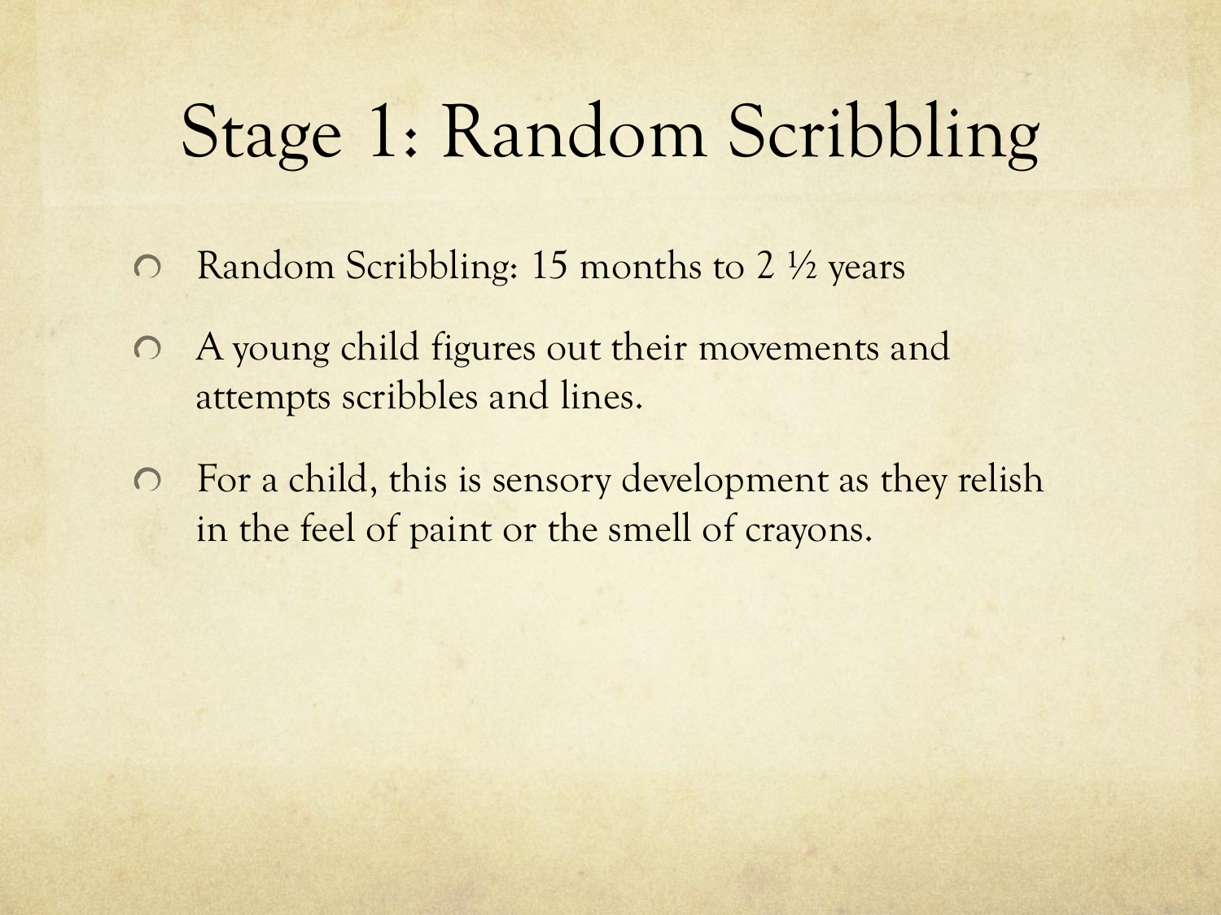# Stage 1: Random Scribbling

- Random Scribbling: 15 months to 2 ½ years
- A young child figures out their movements and attempts scribbles and lines.
- For a child, this is sensory development as they relish in the feel of paint or the smell of crayons.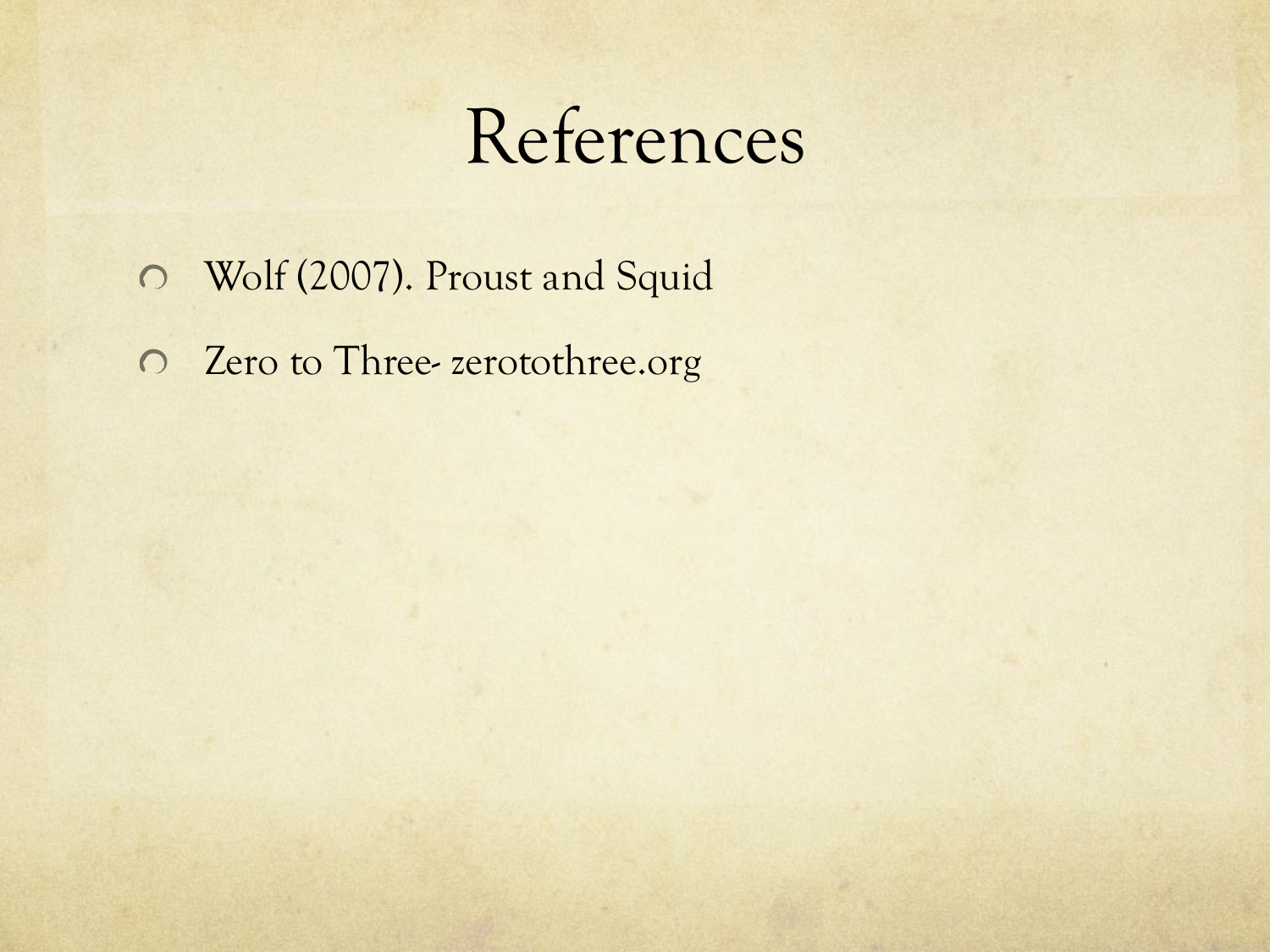# References

- Wolf (2007). Proust and Squid
- Zero to Three- zerotothree.org